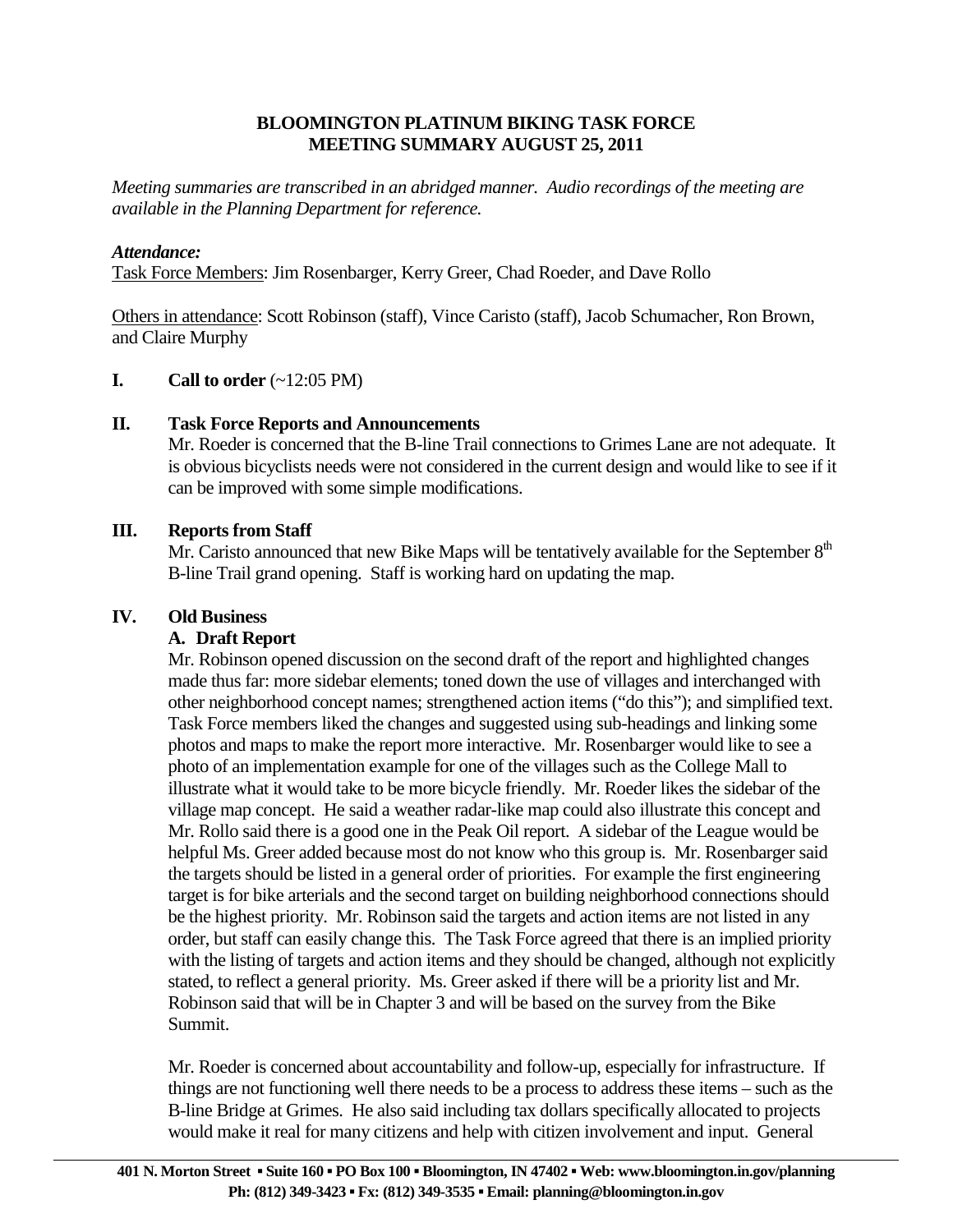# BLOOMINGTON PLATINUM BIKING TASK FORCE
# MEETING SUMMARY AUGUST 25, 2011

*Meeting summaries are transcribed in an abridged manner. Audio recordings of the meeting are available in the Planning Department for reference.*

***Attendance:***

Task Force Members: Jim Rosenbarger, Kerry Greer, Chad Roeder, and Dave Rollo

Others in attendance: Scott Robinson (staff), Vince Caristo (staff), Jacob Schumacher, Ron Brown, and Claire Murphy

## I. Call to order (~12:05 PM)

## II. Task Force Reports and Announcements

Mr. Roeder is concerned that the B-line Trail connections to Grimes Lane are not adequate. It is obvious bicyclists needs were not considered in the current design and would like to see if it can be improved with some simple modifications.

## III. Reports from Staff

Mr. Caristo announced that new Bike Maps will be tentatively available for the September 8th B-line Trail grand opening. Staff is working hard on updating the map.

## IV. Old Business

### A. Draft Report

Mr. Robinson opened discussion on the second draft of the report and highlighted changes made thus far: more sidebar elements; toned down the use of villages and interchanged with other neighborhood concept names; strengthened action items ("do this"); and simplified text. Task Force members liked the changes and suggested using sub-headings and linking some photos and maps to make the report more interactive. Mr. Rosenbarger would like to see a photo of an implementation example for one of the villages such as the College Mall to illustrate what it would take to be more bicycle friendly. Mr. Roeder likes the sidebar of the village map concept. He said a weather radar-like map could also illustrate this concept and Mr. Rollo said there is a good one in the Peak Oil report. A sidebar of the League would be helpful Ms. Greer added because most do not know who this group is. Mr. Rosenbarger said the targets should be listed in a general order of priorities. For example the first engineering target is for bike arterials and the second target on building neighborhood connections should be the highest priority. Mr. Robinson said the targets and action items are not listed in any order, but staff can easily change this. The Task Force agreed that there is an implied priority with the listing of targets and action items and they should be changed, although not explicitly stated, to reflect a general priority. Ms. Greer asked if there will be a priority list and Mr. Robinson said that will be in Chapter 3 and will be based on the survey from the Bike Summit.

Mr. Roeder is concerned about accountability and follow-up, especially for infrastructure. If things are not functioning well there needs to be a process to address these items – such as the B-line Bridge at Grimes. He also said including tax dollars specifically allocated to projects would make it real for many citizens and help with citizen involvement and input. General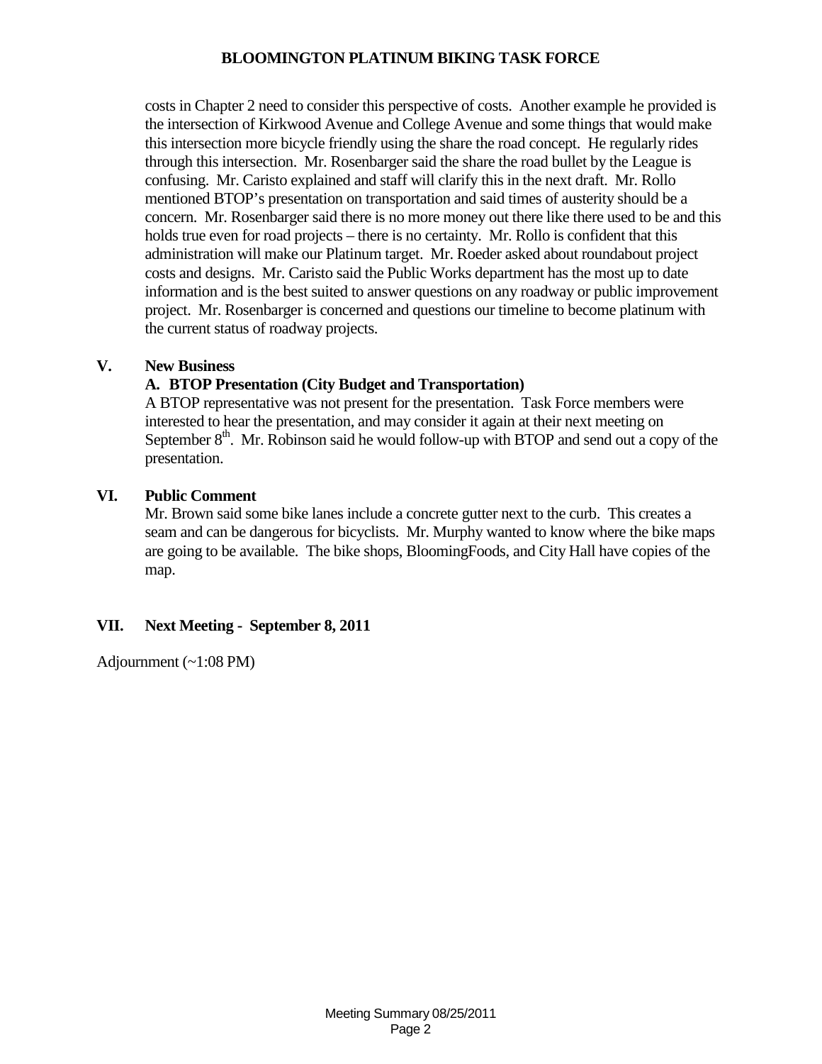costs in Chapter 2 need to consider this perspective of costs. Another example he provided is the intersection of Kirkwood Avenue and College Avenue and some things that would make this intersection more bicycle friendly using the share the road concept. He regularly rides through this intersection. Mr. Rosenbarger said the share the road bullet by the League is confusing. Mr. Caristo explained and staff will clarify this in the next draft. Mr. Rollo mentioned BTOP's presentation on transportation and said times of austerity should be a concern. Mr. Rosenbarger said there is no more money out there like there used to be and this holds true even for road projects – there is no certainty. Mr. Rollo is confident that this administration will make our Platinum target. Mr. Roeder asked about roundabout project costs and designs. Mr. Caristo said the Public Works department has the most up to date information and is the best suited to answer questions on any roadway or public improvement project. Mr. Rosenbarger is concerned and questions our timeline to become platinum with the current status of roadway projects.

## V. New Business

### A. BTOP Presentation (City Budget and Transportation)

A BTOP representative was not present for the presentation. Task Force members were interested to hear the presentation, and may consider it again at their next meeting on September 8th. Mr. Robinson said he would follow-up with BTOP and send out a copy of the presentation.

## VI. Public Comment

Mr. Brown said some bike lanes include a concrete gutter next to the curb. This creates a seam and can be dangerous for bicyclists. Mr. Murphy wanted to know where the bike maps are going to be available. The bike shops, BloomingFoods, and City Hall have copies of the map.

## VII. Next Meeting - September 8, 2011

Adjournment (~1:08 PM)